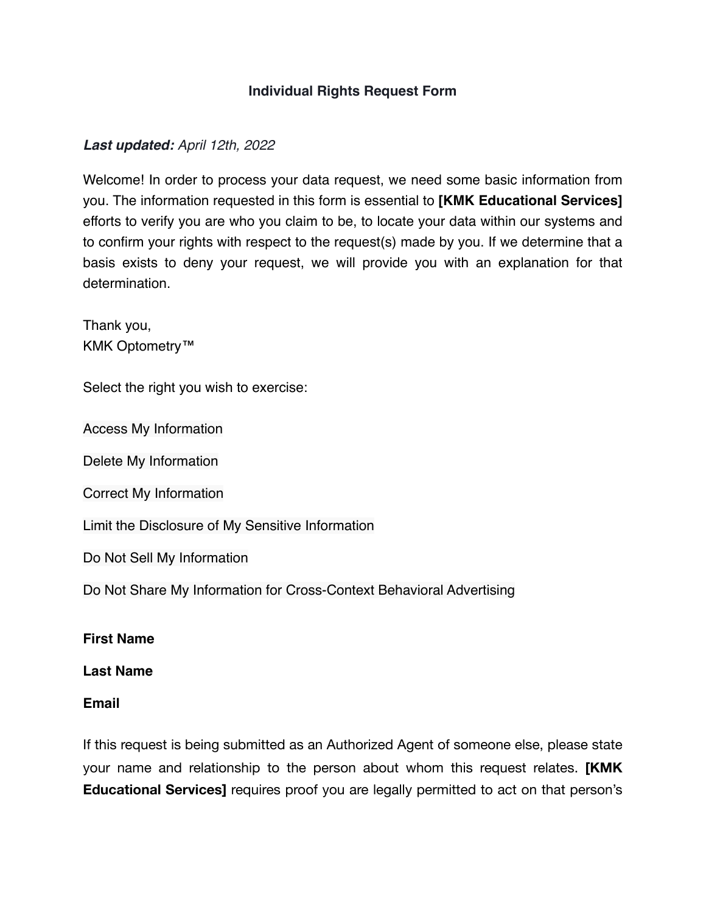# Individual Rights Request Form

***Last updated:*** *April 12th, 2022*

Welcome! In order to process your data request, we need some basic information from you. The information requested in this form is essential to **[KMK Educational Services]** efforts to verify you are who you claim to be, to locate your data within our systems and to confirm your rights with respect to the request(s) made by you. If we determine that a basis exists to deny your request, we will provide you with an explanation for that determination.

Thank you,
KMK Optometry™

Select the right you wish to exercise:

Access My Information

Delete My Information

Correct My Information

Limit the Disclosure of My Sensitive Information

Do Not Sell My Information

Do Not Share My Information for Cross-Context Behavioral Advertising

**First Name**

**Last Name**

**Email**

If this request is being submitted as an Authorized Agent of someone else, please state your name and relationship to the person about whom this request relates. **[KMK Educational Services]** requires proof you are legally permitted to act on that person's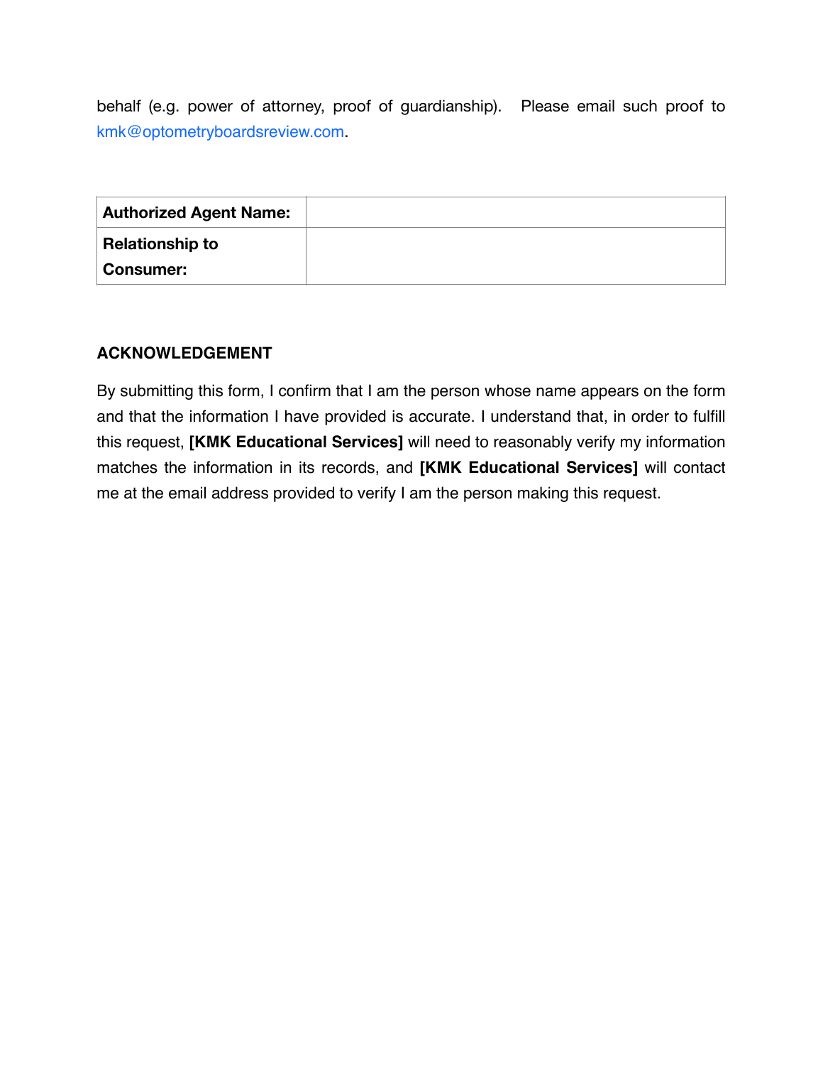behalf (e.g. power of attorney, proof of guardianship). Please email such proof to kmk@optometryboardsreview.com.

| | |
|---|---|
| **Authorized Agent Name:** | |
| **Relationship to Consumer:** | |

**ACKNOWLEDGEMENT**

By submitting this form, I confirm that I am the person whose name appears on the form and that the information I have provided is accurate. I understand that, in order to fulfill this request, **[KMK Educational Services]** will need to reasonably verify my information matches the information in its records, and **[KMK Educational Services]** will contact me at the email address provided to verify I am the person making this request.